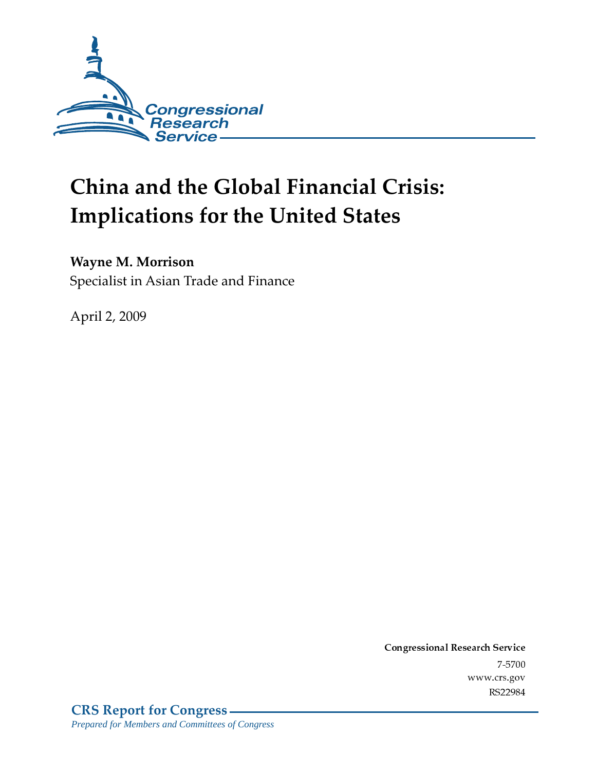Congressional Research Service

# China and the Global Financial Crisis: Implications for the United States

**Wayne M. Morrison**
Specialist in Asian Trade and Finance

April 2, 2009

**Congressional Research Service**
7-5700
www.crs.gov
RS22984

**CRS Report for Congress**
*Prepared for Members and Committees of Congress*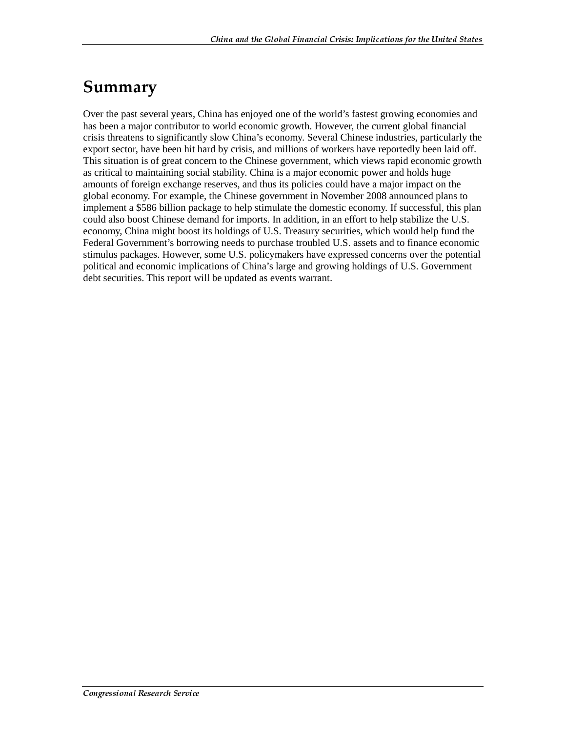## Summary

Over the past several years, China has enjoyed one of the world's fastest growing economies and has been a major contributor to world economic growth. However, the current global financial crisis threatens to significantly slow China's economy. Several Chinese industries, particularly the export sector, have been hit hard by crisis, and millions of workers have reportedly been laid off. This situation is of great concern to the Chinese government, which views rapid economic growth as critical to maintaining social stability. China is a major economic power and holds huge amounts of foreign exchange reserves, and thus its policies could have a major impact on the global economy. For example, the Chinese government in November 2008 announced plans to implement a $586 billion package to help stimulate the domestic economy. If successful, this plan could also boost Chinese demand for imports. In addition, in an effort to help stabilize the U.S. economy, China might boost its holdings of U.S. Treasury securities, which would help fund the Federal Government's borrowing needs to purchase troubled U.S. assets and to finance economic stimulus packages. However, some U.S. policymakers have expressed concerns over the potential political and economic implications of China's large and growing holdings of U.S. Government debt securities. This report will be updated as events warrant.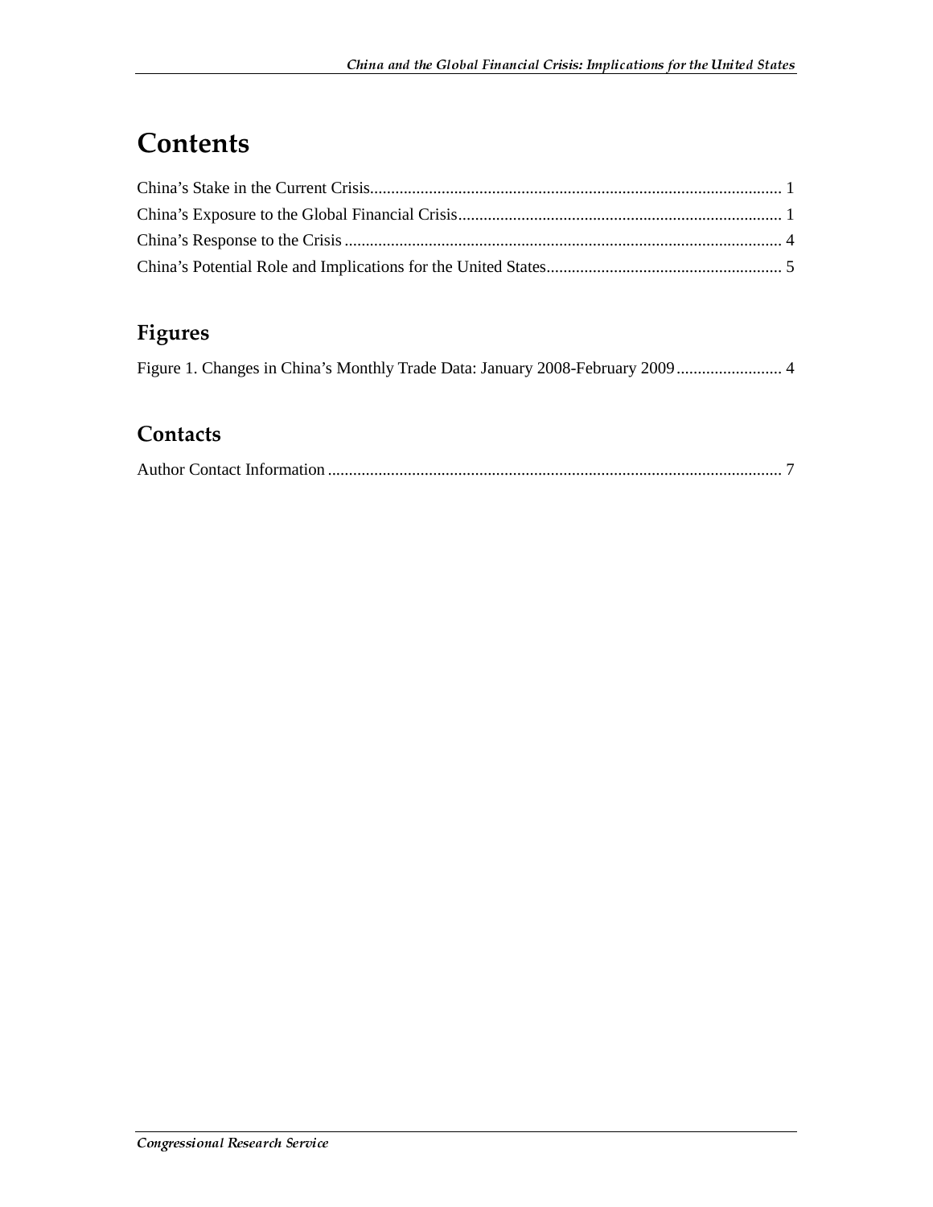# Contents

China's Stake in the Current Crisis .................................................................................................. 1
China's Exposure to the Global Financial Crisis ............................................................................. 1
China's Response to the Crisis ........................................................................................................ 4
China's Potential Role and Implications for the United States ........................................................ 5

## Figures

Figure 1. Changes in China's Monthly Trade Data: January 2008-February 2009 ......................... 4

## Contacts

Author Contact Information ............................................................................................................ 7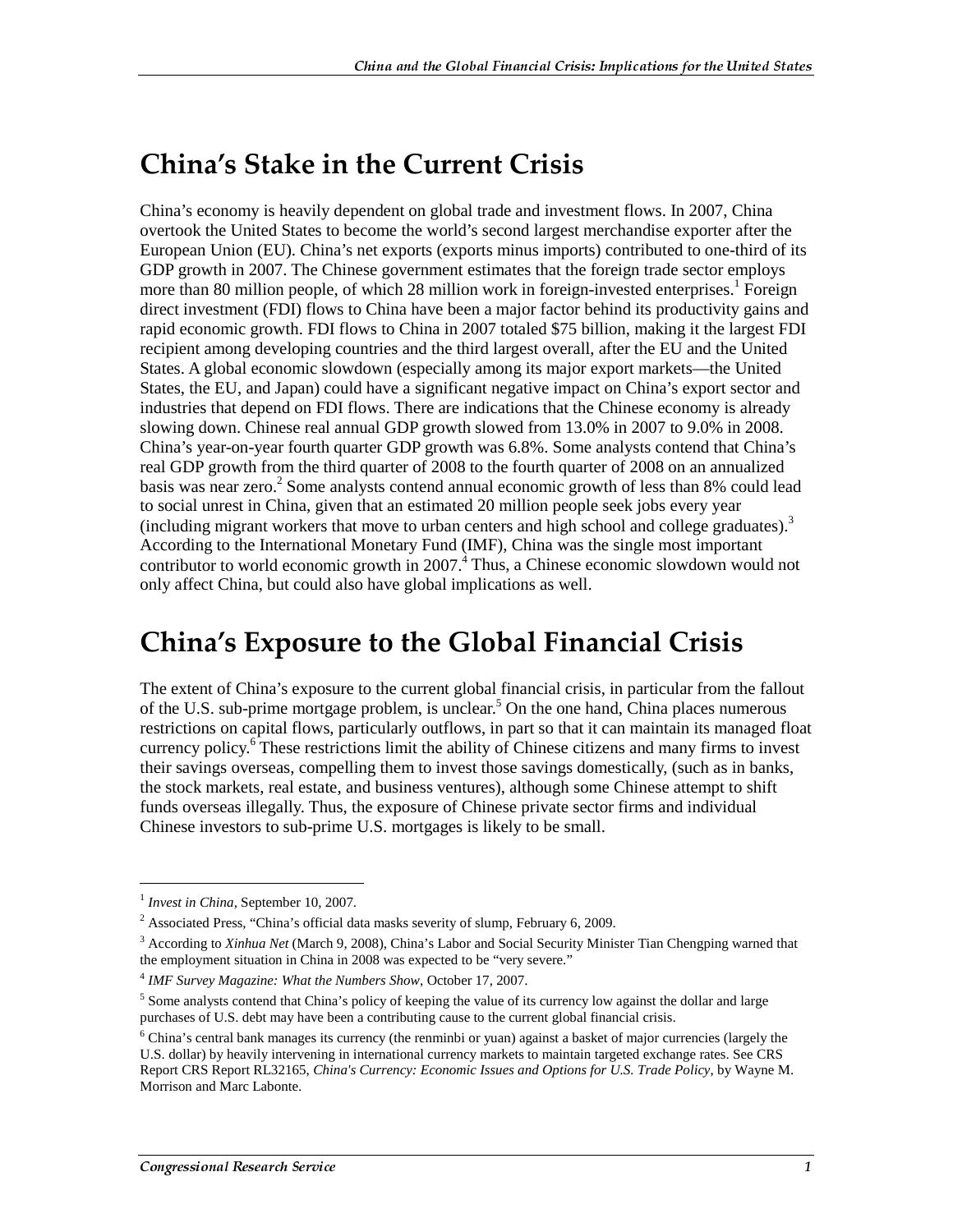# China's Stake in the Current Crisis

China's economy is heavily dependent on global trade and investment flows. In 2007, China overtook the United States to become the world's second largest merchandise exporter after the European Union (EU). China's net exports (exports minus imports) contributed to one-third of its GDP growth in 2007. The Chinese government estimates that the foreign trade sector employs more than 80 million people, of which 28 million work in foreign-invested enterprises.[1] Foreign direct investment (FDI) flows to China have been a major factor behind its productivity gains and rapid economic growth. FDI flows to China in 2007 totaled $75 billion, making it the largest FDI recipient among developing countries and the third largest overall, after the EU and the United States. A global economic slowdown (especially among its major export markets—the United States, the EU, and Japan) could have a significant negative impact on China's export sector and industries that depend on FDI flows. There are indications that the Chinese economy is already slowing down. Chinese real annual GDP growth slowed from 13.0% in 2007 to 9.0% in 2008. China's year-on-year fourth quarter GDP growth was 6.8%. Some analysts contend that China's real GDP growth from the third quarter of 2008 to the fourth quarter of 2008 on an annualized basis was near zero.[2] Some analysts contend annual economic growth of less than 8% could lead to social unrest in China, given that an estimated 20 million people seek jobs every year (including migrant workers that move to urban centers and high school and college graduates).[3] According to the International Monetary Fund (IMF), China was the single most important contributor to world economic growth in 2007.[4] Thus, a Chinese economic slowdown would not only affect China, but could also have global implications as well.

# China's Exposure to the Global Financial Crisis

The extent of China's exposure to the current global financial crisis, in particular from the fallout of the U.S. sub-prime mortgage problem, is unclear.[5] On the one hand, China places numerous restrictions on capital flows, particularly outflows, in part so that it can maintain its managed float currency policy.[6] These restrictions limit the ability of Chinese citizens and many firms to invest their savings overseas, compelling them to invest those savings domestically, (such as in banks, the stock markets, real estate, and business ventures), although some Chinese attempt to shift funds overseas illegally. Thus, the exposure of Chinese private sector firms and individual Chinese investors to sub-prime U.S. mortgages is likely to be small.

---

[1] *Invest in China*, September 10, 2007.

[2] Associated Press, "China's official data masks severity of slump, February 6, 2009.

[3] According to *Xinhua Net* (March 9, 2008), China's Labor and Social Security Minister Tian Chengping warned that the employment situation in China in 2008 was expected to be "very severe."

[4] *IMF Survey Magazine: What the Numbers Show*, October 17, 2007.

[5] Some analysts contend that China's policy of keeping the value of its currency low against the dollar and large purchases of U.S. debt may have been a contributing cause to the current global financial crisis.

[6] China's central bank manages its currency (the renminbi or yuan) against a basket of major currencies (largely the U.S. dollar) by heavily intervening in international currency markets to maintain targeted exchange rates. See CRS Report CRS Report RL32165, *China's Currency: Economic Issues and Options for U.S. Trade Policy*, by Wayne M. Morrison and Marc Labonte.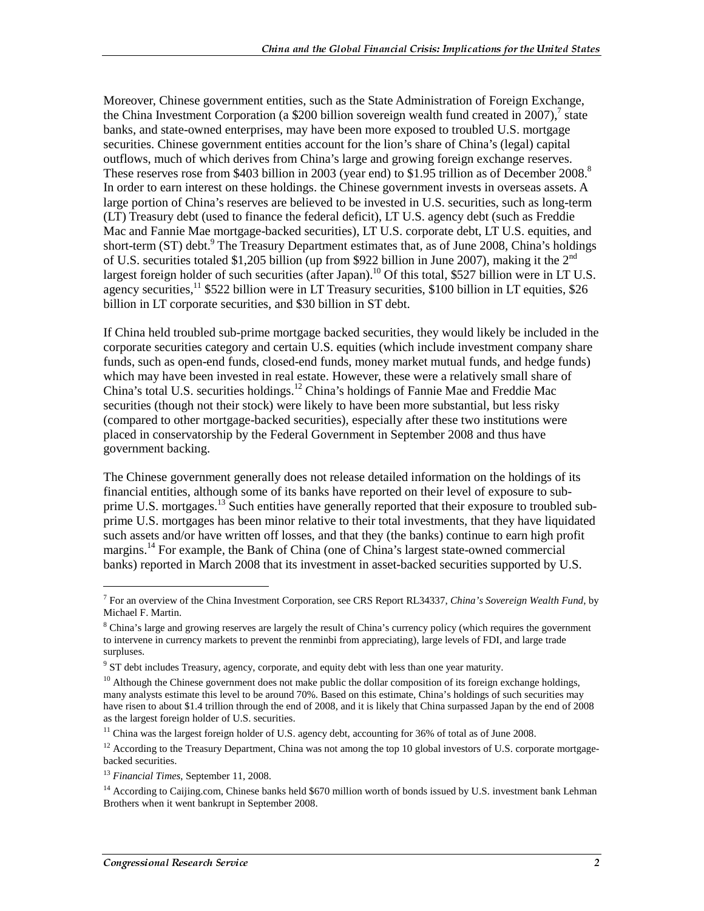Moreover, Chinese government entities, such as the State Administration of Foreign Exchange, the China Investment Corporation (a $200 billion sovereign wealth fund created in 2007),[7] state banks, and state-owned enterprises, may have been more exposed to troubled U.S. mortgage securities. Chinese government entities account for the lion's share of China's (legal) capital outflows, much of which derives from China's large and growing foreign exchange reserves. These reserves rose from $403 billion in 2003 (year end) to $1.95 trillion as of December 2008.[8] In order to earn interest on these holdings. the Chinese government invests in overseas assets. A large portion of China's reserves are believed to be invested in U.S. securities, such as long-term (LT) Treasury debt (used to finance the federal deficit), LT U.S. agency debt (such as Freddie Mac and Fannie Mae mortgage-backed securities), LT U.S. corporate debt, LT U.S. equities, and short-term (ST) debt.[9] The Treasury Department estimates that, as of June 2008, China's holdings of U.S. securities totaled $1,205 billion (up from $922 billion in June 2007), making it the 2nd largest foreign holder of such securities (after Japan).[10] Of this total, $527 billion were in LT U.S. agency securities,[11] $522 billion were in LT Treasury securities, $100 billion in LT equities, $26 billion in LT corporate securities, and $30 billion in ST debt.

If China held troubled sub-prime mortgage backed securities, they would likely be included in the corporate securities category and certain U.S. equities (which include investment company share funds, such as open-end funds, closed-end funds, money market mutual funds, and hedge funds) which may have been invested in real estate. However, these were a relatively small share of China's total U.S. securities holdings.[12] China's holdings of Fannie Mae and Freddie Mac securities (though not their stock) were likely to have been more substantial, but less risky (compared to other mortgage-backed securities), especially after these two institutions were placed in conservatorship by the Federal Government in September 2008 and thus have government backing.

The Chinese government generally does not release detailed information on the holdings of its financial entities, although some of its banks have reported on their level of exposure to sub-prime U.S. mortgages.[13] Such entities have generally reported that their exposure to troubled sub-prime U.S. mortgages has been minor relative to their total investments, that they have liquidated such assets and/or have written off losses, and that they (the banks) continue to earn high profit margins.[14] For example, the Bank of China (one of China's largest state-owned commercial banks) reported in March 2008 that its investment in asset-backed securities supported by U.S.

---

[7] For an overview of the China Investment Corporation, see CRS Report RL34337, *China's Sovereign Wealth Fund*, by Michael F. Martin.

[8] China's large and growing reserves are largely the result of China's currency policy (which requires the government to intervene in currency markets to prevent the renminbi from appreciating), large levels of FDI, and large trade surpluses.

[9] ST debt includes Treasury, agency, corporate, and equity debt with less than one year maturity.

[10] Although the Chinese government does not make public the dollar composition of its foreign exchange holdings, many analysts estimate this level to be around 70%. Based on this estimate, China's holdings of such securities may have risen to about $1.4 trillion through the end of 2008, and it is likely that China surpassed Japan by the end of 2008 as the largest foreign holder of U.S. securities.

[11] China was the largest foreign holder of U.S. agency debt, accounting for 36% of total as of June 2008.

[12] According to the Treasury Department, China was not among the top 10 global investors of U.S. corporate mortgage-backed securities.

[13] *Financial Times*, September 11, 2008.

[14] According to Caijing.com, Chinese banks held $670 million worth of bonds issued by U.S. investment bank Lehman Brothers when it went bankrupt in September 2008.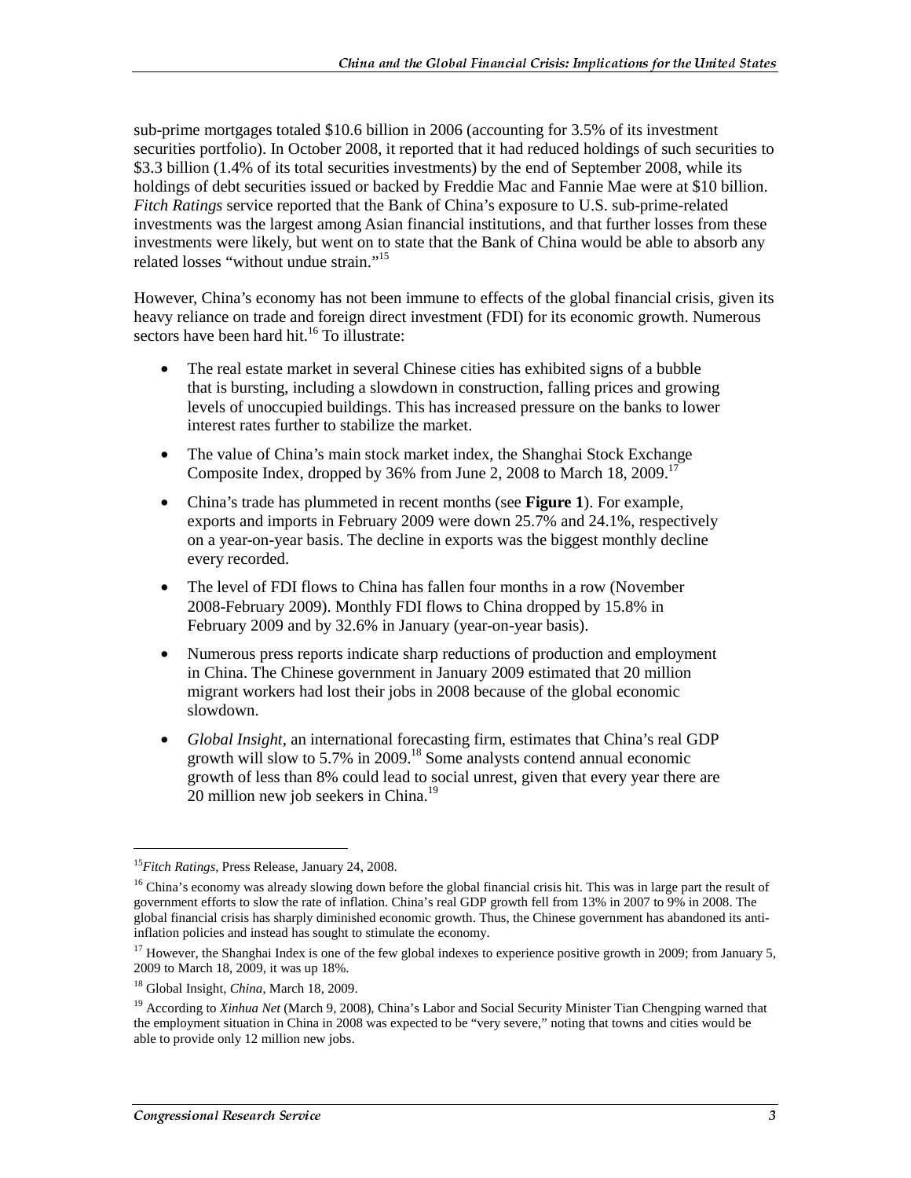sub-prime mortgages totaled $10.6 billion in 2006 (accounting for 3.5% of its investment securities portfolio). In October 2008, it reported that it had reduced holdings of such securities to $3.3 billion (1.4% of its total securities investments) by the end of September 2008, while its holdings of debt securities issued or backed by Freddie Mac and Fannie Mae were at $10 billion. *Fitch Ratings* service reported that the Bank of China's exposure to U.S. sub-prime-related investments was the largest among Asian financial institutions, and that further losses from these investments were likely, but went on to state that the Bank of China would be able to absorb any related losses "without undue strain."[15]

However, China's economy has not been immune to effects of the global financial crisis, given its heavy reliance on trade and foreign direct investment (FDI) for its economic growth. Numerous sectors have been hard hit.[16] To illustrate:

- The real estate market in several Chinese cities has exhibited signs of a bubble that is bursting, including a slowdown in construction, falling prices and growing levels of unoccupied buildings. This has increased pressure on the banks to lower interest rates further to stabilize the market.
- The value of China's main stock market index, the Shanghai Stock Exchange Composite Index, dropped by 36% from June 2, 2008 to March 18, 2009.[17]
- China's trade has plummeted in recent months (see **Figure 1**). For example, exports and imports in February 2009 were down 25.7% and 24.1%, respectively on a year-on-year basis. The decline in exports was the biggest monthly decline every recorded.
- The level of FDI flows to China has fallen four months in a row (November 2008-February 2009). Monthly FDI flows to China dropped by 15.8% in February 2009 and by 32.6% in January (year-on-year basis).
- Numerous press reports indicate sharp reductions of production and employment in China. The Chinese government in January 2009 estimated that 20 million migrant workers had lost their jobs in 2008 because of the global economic slowdown.
- *Global Insight*, an international forecasting firm, estimates that China's real GDP growth will slow to 5.7% in 2009.[18] Some analysts contend annual economic growth of less than 8% could lead to social unrest, given that every year there are 20 million new job seekers in China.[19]

---

[15] *Fitch Ratings*, Press Release, January 24, 2008.

[16] China's economy was already slowing down before the global financial crisis hit. This was in large part the result of government efforts to slow the rate of inflation. China's real GDP growth fell from 13% in 2007 to 9% in 2008. The global financial crisis has sharply diminished economic growth. Thus, the Chinese government has abandoned its anti-inflation policies and instead has sought to stimulate the economy.

[17] However, the Shanghai Index is one of the few global indexes to experience positive growth in 2009; from January 5, 2009 to March 18, 2009, it was up 18%.

[18] Global Insight, *China*, March 18, 2009.

[19] According to *Xinhua Net* (March 9, 2008), China's Labor and Social Security Minister Tian Chengping warned that the employment situation in China in 2008 was expected to be "very severe," noting that towns and cities would be able to provide only 12 million new jobs.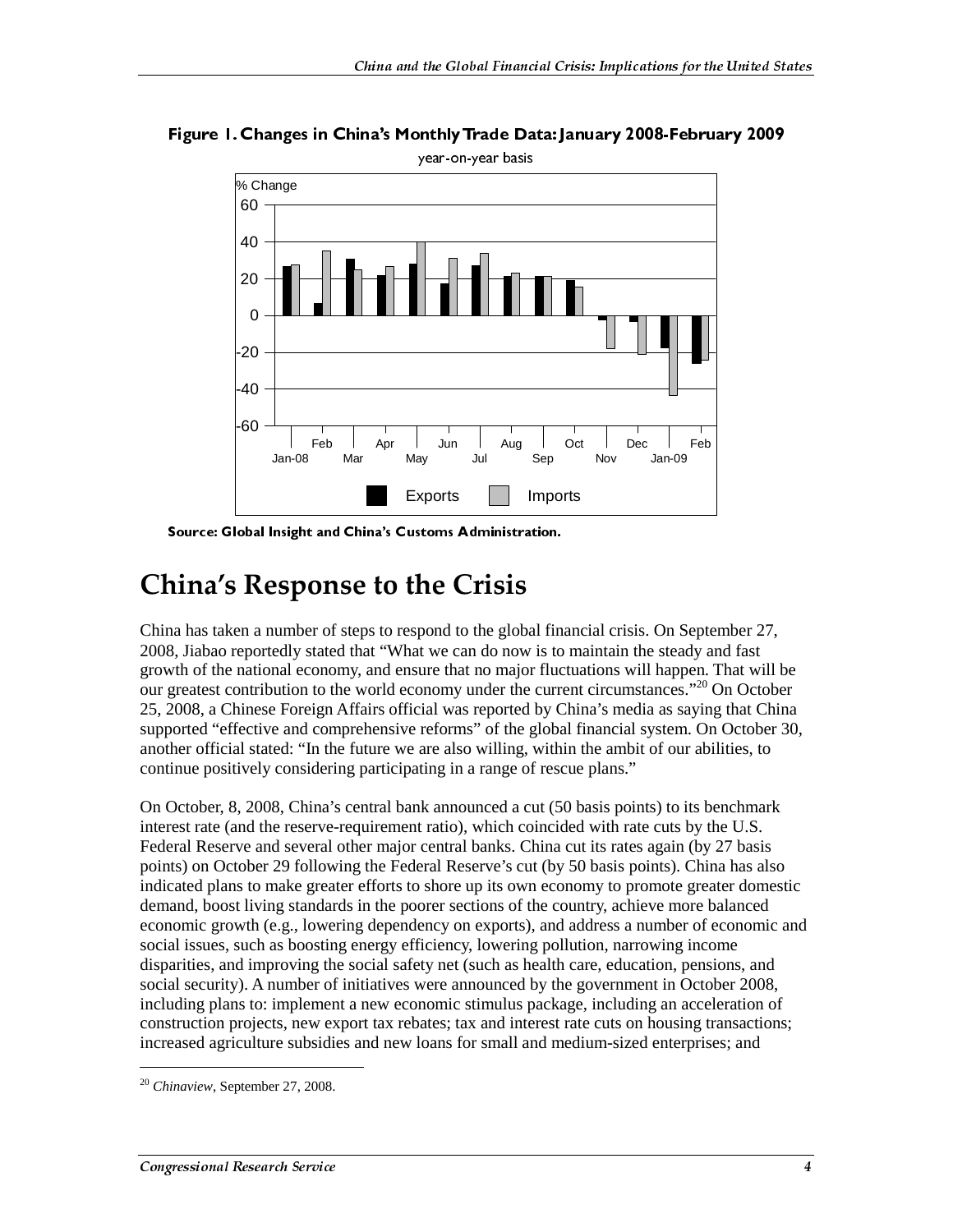**Figure 1. Changes in China's Monthly Trade Data: January 2008-February 2009**

year-on-year basis

**Source: Global Insight and China's Customs Administration.**

# China's Response to the Crisis

China has taken a number of steps to respond to the global financial crisis. On September 27, 2008, Jiabao reportedly stated that "What we can do now is to maintain the steady and fast growth of the national economy, and ensure that no major fluctuations will happen. That will be our greatest contribution to the world economy under the current circumstances."[20] On October 25, 2008, a Chinese Foreign Affairs official was reported by China's media as saying that China supported "effective and comprehensive reforms" of the global financial system. On October 30, another official stated: "In the future we are also willing, within the ambit of our abilities, to continue positively considering participating in a range of rescue plans."

On October, 8, 2008, China's central bank announced a cut (50 basis points) to its benchmark interest rate (and the reserve-requirement ratio), which coincided with rate cuts by the U.S. Federal Reserve and several other major central banks. China cut its rates again (by 27 basis points) on October 29 following the Federal Reserve's cut (by 50 basis points). China has also indicated plans to make greater efforts to shore up its own economy to promote greater domestic demand, boost living standards in the poorer sections of the country, achieve more balanced economic growth (e.g., lowering dependency on exports), and address a number of economic and social issues, such as boosting energy efficiency, lowering pollution, narrowing income disparities, and improving the social safety net (such as health care, education, pensions, and social security). A number of initiatives were announced by the government in October 2008, including plans to: implement a new economic stimulus package, including an acceleration of construction projects, new export tax rebates; tax and interest rate cuts on housing transactions; increased agriculture subsidies and new loans for small and medium-sized enterprises; and

[20] *Chinaview*, September 27, 2008.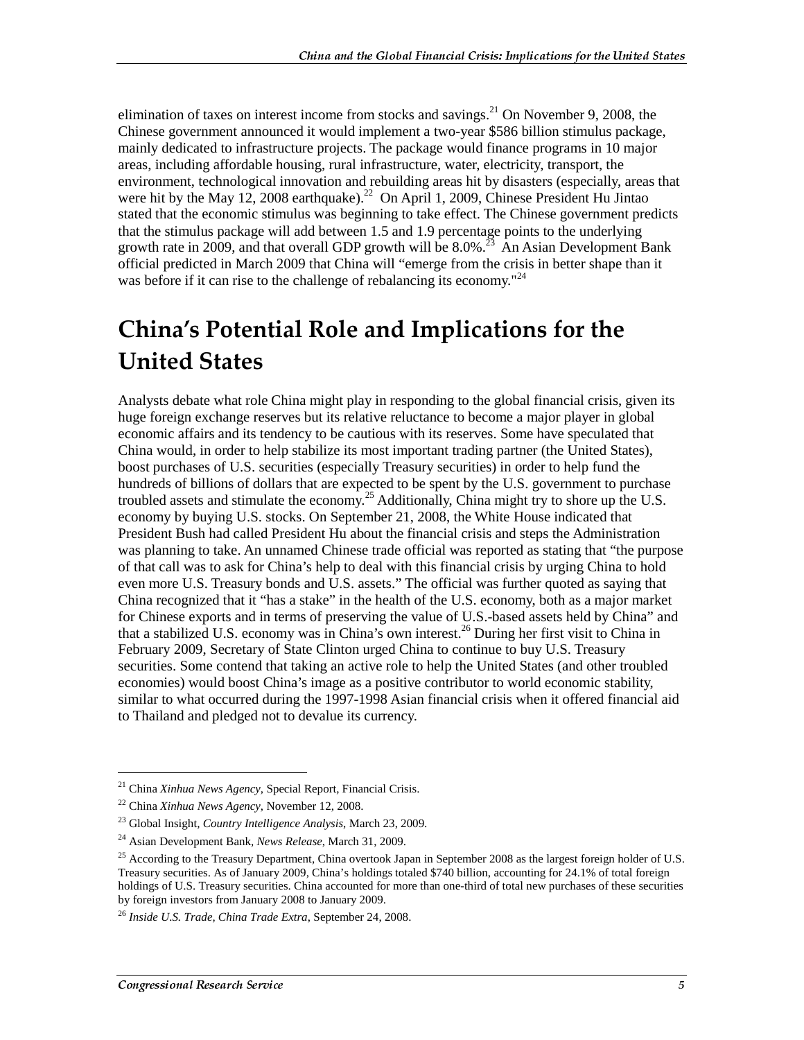elimination of taxes on interest income from stocks and savings.[21] On November 9, 2008, the Chinese government announced it would implement a two-year $586 billion stimulus package, mainly dedicated to infrastructure projects. The package would finance programs in 10 major areas, including affordable housing, rural infrastructure, water, electricity, transport, the environment, technological innovation and rebuilding areas hit by disasters (especially, areas that were hit by the May 12, 2008 earthquake).[22] On April 1, 2009, Chinese President Hu Jintao stated that the economic stimulus was beginning to take effect. The Chinese government predicts that the stimulus package will add between 1.5 and 1.9 percentage points to the underlying growth rate in 2009, and that overall GDP growth will be 8.0%.[23] An Asian Development Bank official predicted in March 2009 that China will "emerge from the crisis in better shape than it was before if it can rise to the challenge of rebalancing its economy."[24]

# China's Potential Role and Implications for the United States

Analysts debate what role China might play in responding to the global financial crisis, given its huge foreign exchange reserves but its relative reluctance to become a major player in global economic affairs and its tendency to be cautious with its reserves. Some have speculated that China would, in order to help stabilize its most important trading partner (the United States), boost purchases of U.S. securities (especially Treasury securities) in order to help fund the hundreds of billions of dollars that are expected to be spent by the U.S. government to purchase troubled assets and stimulate the economy.[25] Additionally, China might try to shore up the U.S. economy by buying U.S. stocks. On September 21, 2008, the White House indicated that President Bush had called President Hu about the financial crisis and steps the Administration was planning to take. An unnamed Chinese trade official was reported as stating that "the purpose of that call was to ask for China's help to deal with this financial crisis by urging China to hold even more U.S. Treasury bonds and U.S. assets." The official was further quoted as saying that China recognized that it "has a stake" in the health of the U.S. economy, both as a major market for Chinese exports and in terms of preserving the value of U.S.-based assets held by China" and that a stabilized U.S. economy was in China's own interest.[26] During her first visit to China in February 2009, Secretary of State Clinton urged China to continue to buy U.S. Treasury securities. Some contend that taking an active role to help the United States (and other troubled economies) would boost China's image as a positive contributor to world economic stability, similar to what occurred during the 1997-1998 Asian financial crisis when it offered financial aid to Thailand and pledged not to devalue its currency.

---

[21] China *Xinhua News Agency*, Special Report, Financial Crisis.

[22] China *Xinhua News Agency*, November 12, 2008.

[23] Global Insight, *Country Intelligence Analysis*, March 23, 2009.

[24] Asian Development Bank, *News Release*, March 31, 2009.

[25] According to the Treasury Department, China overtook Japan in September 2008 as the largest foreign holder of U.S. Treasury securities. As of January 2009, China's holdings totaled $740 billion, accounting for 24.1% of total foreign holdings of U.S. Treasury securities. China accounted for more than one-third of total new purchases of these securities by foreign investors from January 2008 to January 2009.

[26] *Inside U.S. Trade*, *China Trade Extra*, September 24, 2008.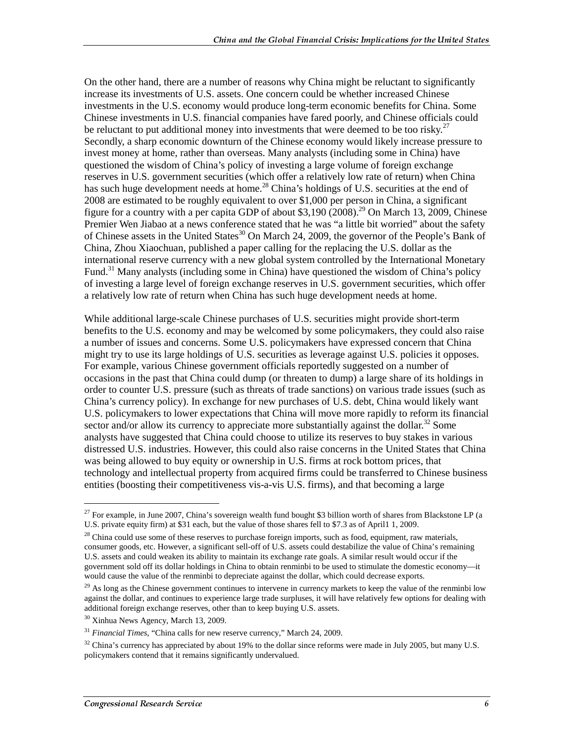On the other hand, there are a number of reasons why China might be reluctant to significantly increase its investments of U.S. assets. One concern could be whether increased Chinese investments in the U.S. economy would produce long-term economic benefits for China. Some Chinese investments in U.S. financial companies have fared poorly, and Chinese officials could be reluctant to put additional money into investments that were deemed to be too risky.[27] Secondly, a sharp economic downturn of the Chinese economy would likely increase pressure to invest money at home, rather than overseas. Many analysts (including some in China) have questioned the wisdom of China's policy of investing a large volume of foreign exchange reserves in U.S. government securities (which offer a relatively low rate of return) when China has such huge development needs at home.[28] China's holdings of U.S. securities at the end of 2008 are estimated to be roughly equivalent to over $1,000 per person in China, a significant figure for a country with a per capita GDP of about $3,190 (2008).[29] On March 13, 2009, Chinese Premier Wen Jiabao at a news conference stated that he was "a little bit worried" about the safety of Chinese assets in the United States[30] On March 24, 2009, the governor of the People's Bank of China, Zhou Xiaochuan, published a paper calling for the replacing the U.S. dollar as the international reserve currency with a new global system controlled by the International Monetary Fund.[31] Many analysts (including some in China) have questioned the wisdom of China's policy of investing a large level of foreign exchange reserves in U.S. government securities, which offer a relatively low rate of return when China has such huge development needs at home.

While additional large-scale Chinese purchases of U.S. securities might provide short-term benefits to the U.S. economy and may be welcomed by some policymakers, they could also raise a number of issues and concerns. Some U.S. policymakers have expressed concern that China might try to use its large holdings of U.S. securities as leverage against U.S. policies it opposes. For example, various Chinese government officials reportedly suggested on a number of occasions in the past that China could dump (or threaten to dump) a large share of its holdings in order to counter U.S. pressure (such as threats of trade sanctions) on various trade issues (such as China's currency policy). In exchange for new purchases of U.S. debt, China would likely want U.S. policymakers to lower expectations that China will move more rapidly to reform its financial sector and/or allow its currency to appreciate more substantially against the dollar.[32] Some analysts have suggested that China could choose to utilize its reserves to buy stakes in various distressed U.S. industries. However, this could also raise concerns in the United States that China was being allowed to buy equity or ownership in U.S. firms at rock bottom prices, that technology and intellectual property from acquired firms could be transferred to Chinese business entities (boosting their competitiveness vis-a-vis U.S. firms), and that becoming a large

---

[27] For example, in June 2007, China's sovereign wealth fund bought $3 billion worth of shares from Blackstone LP (a U.S. private equity firm) at $31 each, but the value of those shares fell to $7.3 as of April1 1, 2009.

[28] China could use some of these reserves to purchase foreign imports, such as food, equipment, raw materials, consumer goods, etc. However, a significant sell-off of U.S. assets could destabilize the value of China's remaining U.S. assets and could weaken its ability to maintain its exchange rate goals. A similar result would occur if the government sold off its dollar holdings in China to obtain renminbi to be used to stimulate the domestic economy—it would cause the value of the renminbi to depreciate against the dollar, which could decrease exports.

[29] As long as the Chinese government continues to intervene in currency markets to keep the value of the renminbi low against the dollar, and continues to experience large trade surpluses, it will have relatively few options for dealing with additional foreign exchange reserves, other than to keep buying U.S. assets.

[30] Xinhua News Agency, March 13, 2009.

[31] *Financial Times*, "China calls for new reserve currency," March 24, 2009.

[32] China's currency has appreciated by about 19% to the dollar since reforms were made in July 2005, but many U.S. policymakers contend that it remains significantly undervalued.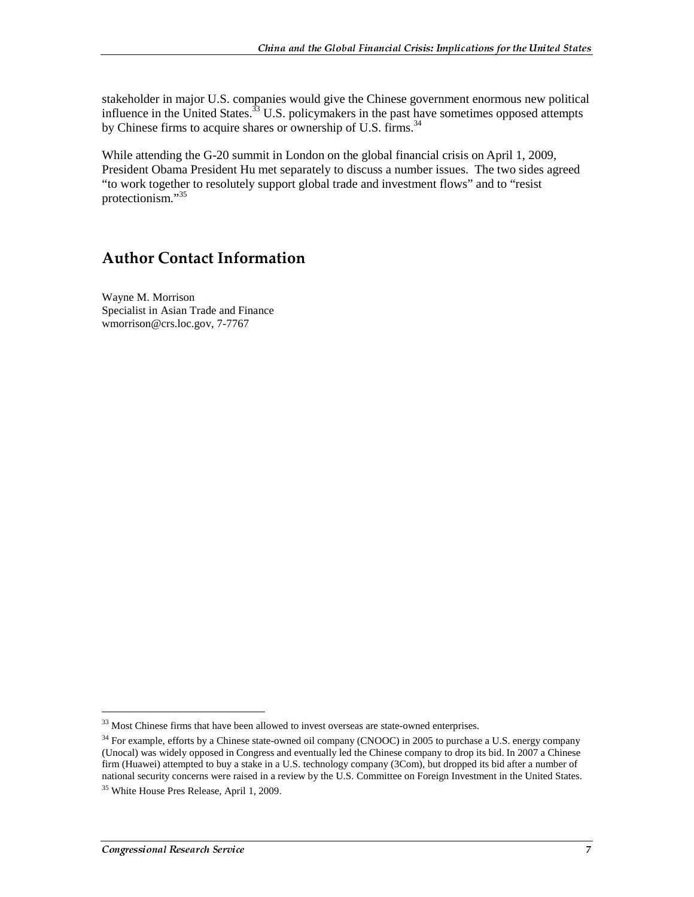stakeholder in major U.S. companies would give the Chinese government enormous new political influence in the United States.[33] U.S. policymakers in the past have sometimes opposed attempts by Chinese firms to acquire shares or ownership of U.S. firms.[34]

While attending the G-20 summit in London on the global financial crisis on April 1, 2009, President Obama President Hu met separately to discuss a number issues. The two sides agreed "to work together to resolutely support global trade and investment flows" and to "resist protectionism."[35]

## Author Contact Information

Wayne M. Morrison
Specialist in Asian Trade and Finance
wmorrison@crs.loc.gov, 7-7767

---

[33] Most Chinese firms that have been allowed to invest overseas are state-owned enterprises.

[34] For example, efforts by a Chinese state-owned oil company (CNOOC) in 2005 to purchase a U.S. energy company (Unocal) was widely opposed in Congress and eventually led the Chinese company to drop its bid. In 2007 a Chinese firm (Huawei) attempted to buy a stake in a U.S. technology company (3Com), but dropped its bid after a number of national security concerns were raised in a review by the U.S. Committee on Foreign Investment in the United States.

[35] White House Pres Release, April 1, 2009.